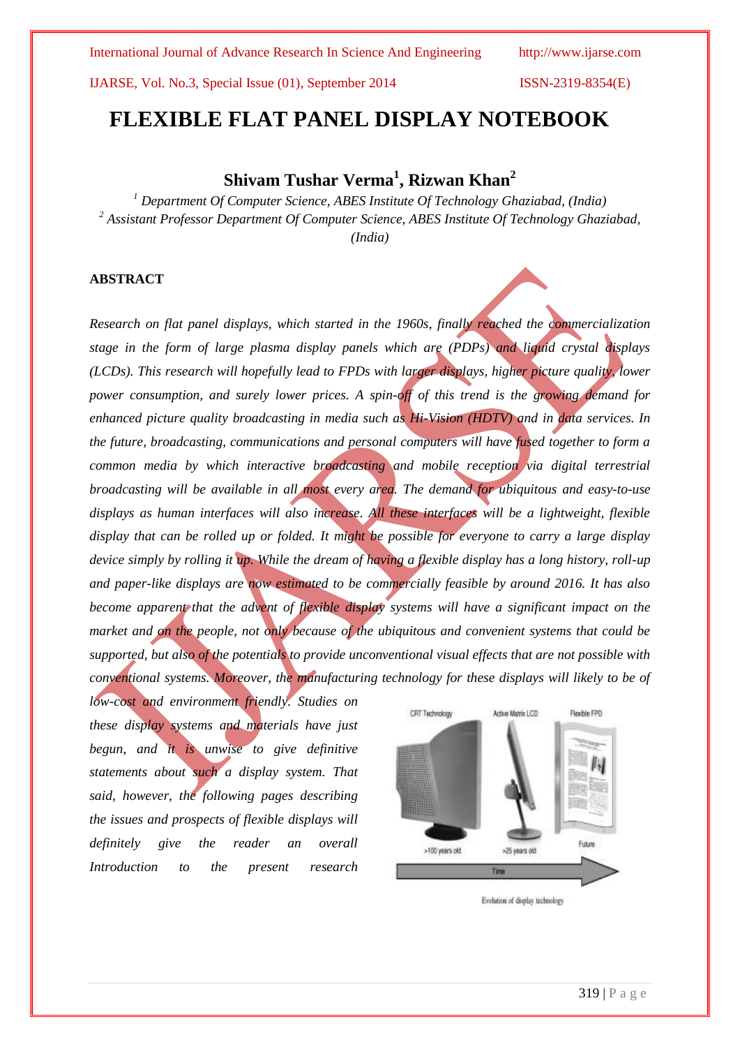# FLEXIBLE FLAT PANEL DISPLAY NOTEBOOK

**Shivam Tushar Verma[1], Rizwan Khan[2]**

[1] Department Of Computer Science, ABES Institute Of Technology Ghaziabad, (India)
[2] Assistant Professor Department Of Computer Science, ABES Institute Of Technology Ghaziabad, (India)

## ABSTRACT

*Research on flat panel displays, which started in the 1960s, finally reached the commercialization stage in the form of large plasma display panels which are (PDPs) and liquid crystal displays (LCDs). This research will hopefully lead to FPDs with larger displays, higher picture quality, lower power consumption, and surely lower prices. A spin-off of this trend is the growing demand for enhanced picture quality broadcasting in media such as Hi-Vision (HDTV) and in data services. In the future, broadcasting, communications and personal computers will have fused together to form a common media by which interactive broadcasting and mobile reception via digital terrestrial broadcasting will be available in all most every area. The demand for ubiquitous and easy-to-use displays as human interfaces will also increase. All these interfaces will be a lightweight, flexible display that can be rolled up or folded. It might be possible for everyone to carry a large display device simply by rolling it up. While the dream of having a flexible display has a long history, roll-up and paper-like displays are now estimated to be commercially feasible by around 2016. It has also become apparent that the advent of flexible display systems will have a significant impact on the market and on the people, not only because of the ubiquitous and convenient systems that could be supported, but also of the potentials to provide unconventional visual effects that are not possible with conventional systems. Moreover, the manufacturing technology for these displays will likely to be of low-cost and environment friendly. Studies on these display systems and materials have just begun, and it is unwise to give definitive statements about such a display system. That said, however, the following pages describing the issues and prospects of flexible displays will definitely give the reader an overall Introduction to the present research*

Evolution of display technology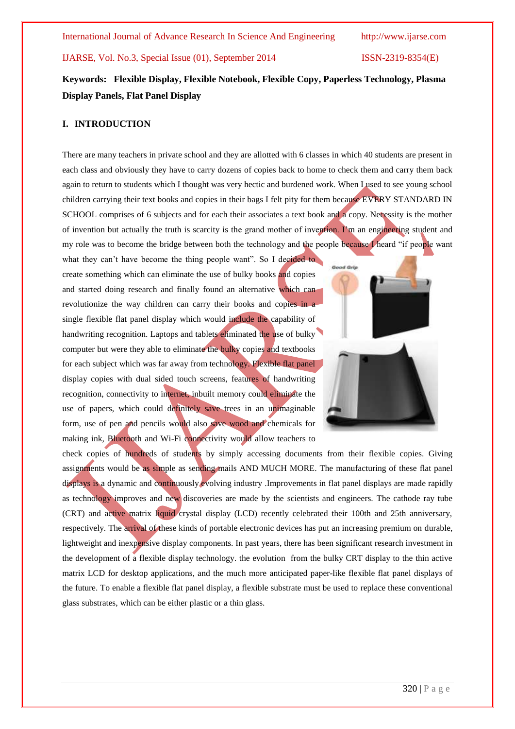**Keywords: Flexible Display, Flexible Notebook, Flexible Copy, Paperless Technology, Plasma Display Panels, Flat Panel Display**

## I. INTRODUCTION

There are many teachers in private school and they are allotted with 6 classes in which 40 students are present in each class and obviously they have to carry dozens of copies back to home to check them and carry them back again to return to students which I thought was very hectic and burdened work. When I used to see young school children carrying their text books and copies in their bags I felt pity for them because EVERY STANDARD IN SCHOOL comprises of 6 subjects and for each their associates a text book and a copy. Necessity is the mother of invention but actually the truth is scarcity is the grand mother of invention. I'm an engineering student and my role was to become the bridge between both the technology and the people because I heard "if people want what they can't have become the thing people want". So I decided to create something which can eliminate the use of bulky books and copies and started doing research and finally found an alternative which can revolutionize the way children can carry their books and copies in a single flexible flat panel display which would include the capability of handwriting recognition. Laptops and tablets eliminated the use of bulky computer but were they able to eliminate the bulky copies and textbooks for each subject which was far away from technology. Flexible flat panel display copies with dual sided touch screens, features of handwriting recognition, connectivity to internet, inbuilt memory could eliminate the use of papers, which could definitely save trees in an unimaginable form, use of pen and pencils would also save wood and chemicals for making ink, Bluetooth and Wi-Fi connectivity would allow teachers to check copies of hundreds of students by simply accessing documents from their flexible copies. Giving assignments would be as simple as sending mails AND MUCH MORE. The manufacturing of these flat panel displays is a dynamic and continuously evolving industry .Improvements in flat panel displays are made rapidly as technology improves and new discoveries are made by the scientists and engineers. The cathode ray tube (CRT) and active matrix liquid crystal display (LCD) recently celebrated their 100th and 25th anniversary, respectively. The arrival of these kinds of portable electronic devices has put an increasing premium on durable, lightweight and inexpensive display components. In past years, there has been significant research investment in the development of a flexible display technology. the evolution from the bulky CRT display to the thin active matrix LCD for desktop applications, and the much more anticipated paper-like flexible flat panel displays of the future. To enable a flexible flat panel display, a flexible substrate must be used to replace these conventional glass substrates, which can be either plastic or a thin glass.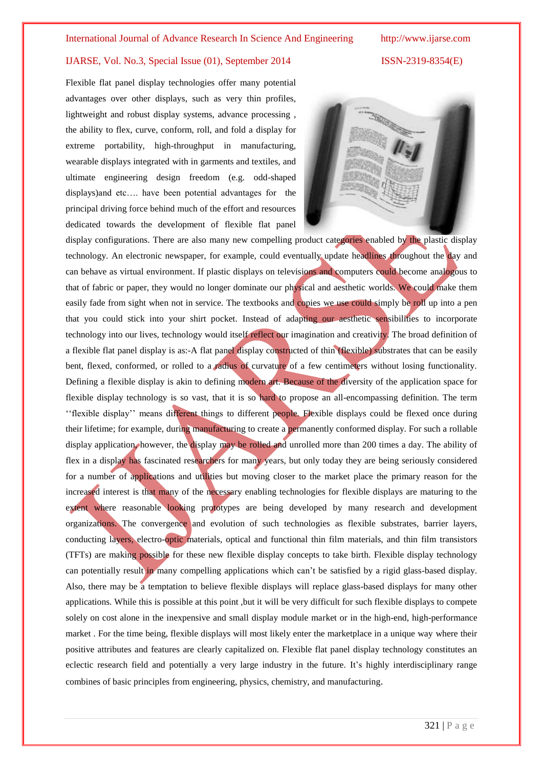Flexible flat panel display technologies offer many potential advantages over other displays, such as very thin profiles, lightweight and robust display systems, advance processing , the ability to flex, curve, conform, roll, and fold a display for extreme portability, high-throughput in manufacturing, wearable displays integrated with in garments and textiles, and ultimate engineering design freedom (e.g. odd-shaped displays)and etc…. have been potential advantages for the principal driving force behind much of the effort and resources dedicated towards the development of flexible flat panel display configurations. There are also many new compelling product categories enabled by the plastic display technology. An electronic newspaper, for example, could eventually update headlines throughout the day and can behave as virtual environment. If plastic displays on televisions and computers could become analogous to that of fabric or paper, they would no longer dominate our physical and aesthetic worlds. We could make them easily fade from sight when not in service. The textbooks and copies we use could simply be roll up into a pen that you could stick into your shirt pocket. Instead of adapting our aesthetic sensibilities to incorporate technology into our lives, technology would itself reflect our imagination and creativity. The broad definition of a flexible flat panel display is as:-A flat panel display constructed of thin (flexible) substrates that can be easily bent, flexed, conformed, or rolled to a radius of curvature of a few centimeters without losing functionality. Defining a flexible display is akin to defining modern art. Because of the diversity of the application space for flexible display technology is so vast, that it is so hard to propose an all-encompassing definition. The term ''flexible display'' means different things to different people. Flexible displays could be flexed once during their lifetime; for example, during manufacturing to create a permanently conformed display. For such a rollable display application, however, the display may be rolled and unrolled more than 200 times a day. The ability of flex in a display has fascinated researchers for many years, but only today they are being seriously considered for a number of applications and utilities but moving closer to the market place the primary reason for the increased interest is that many of the necessary enabling technologies for flexible displays are maturing to the extent where reasonable looking prototypes are being developed by many research and development organizations. The convergence and evolution of such technologies as flexible substrates, barrier layers, conducting layers, electro-optic materials, optical and functional thin film materials, and thin film transistors (TFTs) are making possible for these new flexible display concepts to take birth. Flexible display technology can potentially result in many compelling applications which can't be satisfied by a rigid glass-based display. Also, there may be a temptation to believe flexible displays will replace glass-based displays for many other applications. While this is possible at this point ,but it will be very difficult for such flexible displays to compete solely on cost alone in the inexpensive and small display module market or in the high-end, high-performance market . For the time being, flexible displays will most likely enter the marketplace in a unique way where their positive attributes and features are clearly capitalized on. Flexible flat panel display technology constitutes an eclectic research field and potentially a very large industry in the future. It's highly interdisciplinary range combines of basic principles from engineering, physics, chemistry, and manufacturing.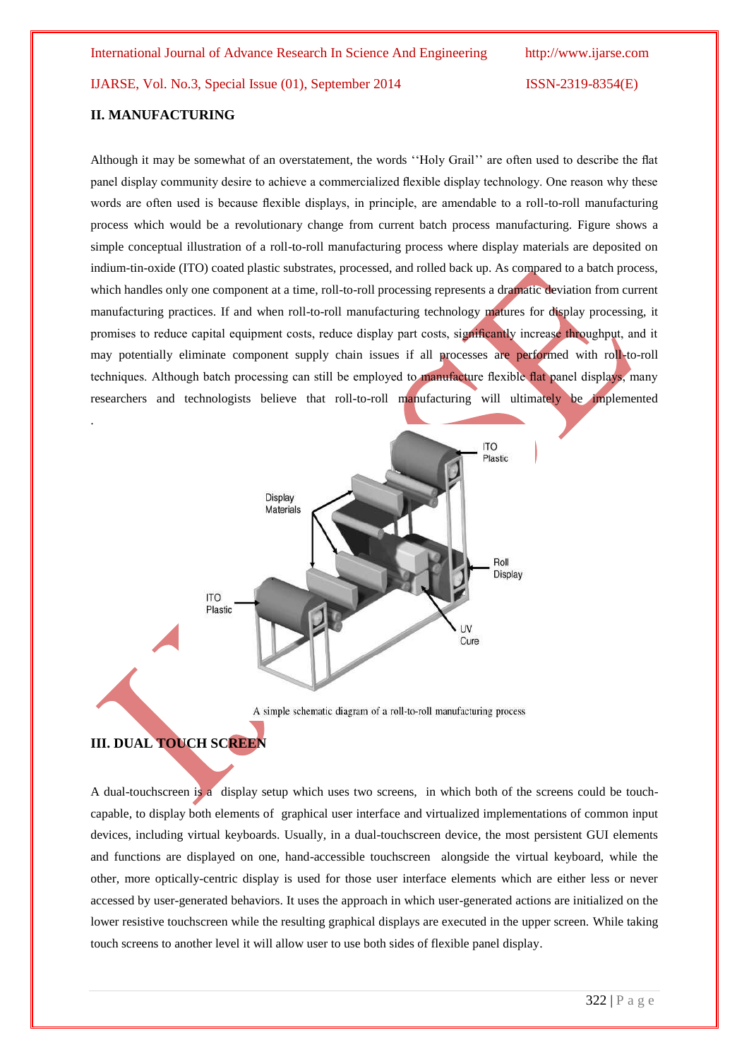## II. MANUFACTURING

Although it may be somewhat of an overstatement, the words ''Holy Grail'' are often used to describe the flat panel display community desire to achieve a commercialized flexible display technology. One reason why these words are often used is because flexible displays, in principle, are amendable to a roll-to-roll manufacturing process which would be a revolutionary change from current batch process manufacturing. Figure shows a simple conceptual illustration of a roll-to-roll manufacturing process where display materials are deposited on indium-tin-oxide (ITO) coated plastic substrates, processed, and rolled back up. As compared to a batch process, which handles only one component at a time, roll-to-roll processing represents a dramatic deviation from current manufacturing practices. If and when roll-to-roll manufacturing technology matures for display processing, it promises to reduce capital equipment costs, reduce display part costs, significantly increase throughput, and it may potentially eliminate component supply chain issues if all processes are performed with roll-to-roll techniques. Although batch processing can still be employed to manufacture flexible flat panel displays, many researchers and technologists believe that roll-to-roll manufacturing will ultimately be implemented

.

A simple schematic diagram of a roll-to-roll manufacturing process

## III. DUAL TOUCH SCREEN

A dual-touchscreen is a display setup which uses two screens, in which both of the screens could be touch-capable, to display both elements of graphical user interface and virtualized implementations of common input devices, including virtual keyboards. Usually, in a dual-touchscreen device, the most persistent GUI elements and functions are displayed on one, hand-accessible touchscreen alongside the virtual keyboard, while the other, more optically-centric display is used for those user interface elements which are either less or never accessed by user-generated behaviors. It uses the approach in which user-generated actions are initialized on the lower resistive touchscreen while the resulting graphical displays are executed in the upper screen. While taking touch screens to another level it will allow user to use both sides of flexible panel display.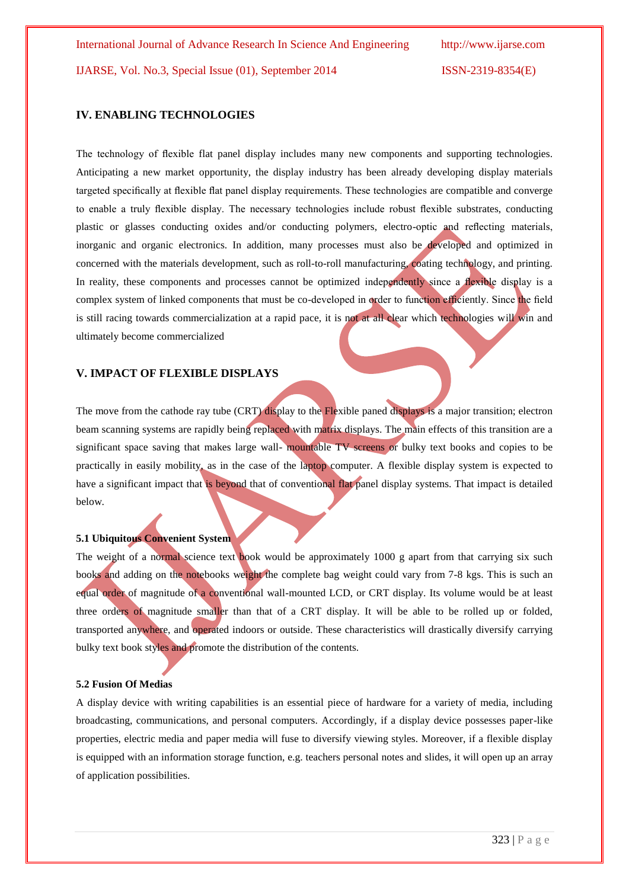## IV. ENABLING TECHNOLOGIES

The technology of flexible flat panel display includes many new components and supporting technologies. Anticipating a new market opportunity, the display industry has been already developing display materials targeted specifically at flexible flat panel display requirements. These technologies are compatible and converge to enable a truly flexible display. The necessary technologies include robust flexible substrates, conducting plastic or glasses conducting oxides and/or conducting polymers, electro-optic and reflecting materials, inorganic and organic electronics. In addition, many processes must also be developed and optimized in concerned with the materials development, such as roll-to-roll manufacturing, coating technology, and printing. In reality, these components and processes cannot be optimized independently since a flexible display is a complex system of linked components that must be co-developed in order to function efficiently. Since the field is still racing towards commercialization at a rapid pace, it is not at all clear which technologies will win and ultimately become commercialized

## V. IMPACT OF FLEXIBLE DISPLAYS

The move from the cathode ray tube (CRT) display to the Flexible paned displays is a major transition; electron beam scanning systems are rapidly being replaced with matrix displays. The main effects of this transition are a significant space saving that makes large wall- mountable TV screens or bulky text books and copies to be practically in easily mobility, as in the case of the laptop computer. A flexible display system is expected to have a significant impact that is beyond that of conventional flat panel display systems. That impact is detailed below.

### 5.1 Ubiquitous Convenient System

The weight of a normal science text book would be approximately 1000 g apart from that carrying six such books and adding on the notebooks weight the complete bag weight could vary from 7-8 kgs. This is such an equal order of magnitude of a conventional wall-mounted LCD, or CRT display. Its volume would be at least three orders of magnitude smaller than that of a CRT display. It will be able to be rolled up or folded, transported anywhere, and operated indoors or outside. These characteristics will drastically diversify carrying bulky text book styles and promote the distribution of the contents.

### 5.2 Fusion Of Medias

A display device with writing capabilities is an essential piece of hardware for a variety of media, including broadcasting, communications, and personal computers. Accordingly, if a display device possesses paper-like properties, electric media and paper media will fuse to diversify viewing styles. Moreover, if a flexible display is equipped with an information storage function, e.g. teachers personal notes and slides, it will open up an array of application possibilities.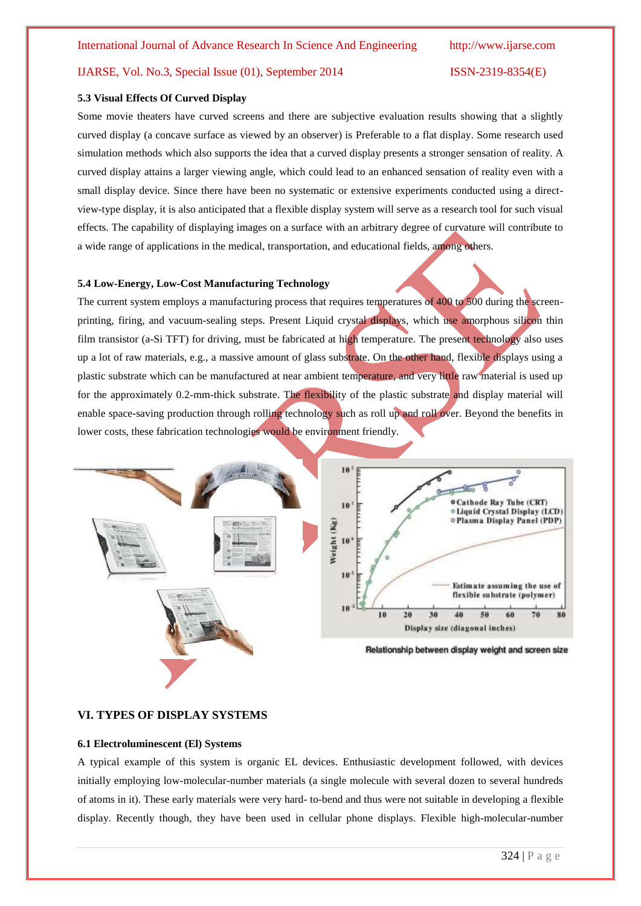### 5.3 Visual Effects Of Curved Display

Some movie theaters have curved screens and there are subjective evaluation results showing that a slightly curved display (a concave surface as viewed by an observer) is Preferable to a flat display. Some research used simulation methods which also supports the idea that a curved display presents a stronger sensation of reality. A curved display attains a larger viewing angle, which could lead to an enhanced sensation of reality even with a small display device. Since there have been no systematic or extensive experiments conducted using a direct-view-type display, it is also anticipated that a flexible display system will serve as a research tool for such visual effects. The capability of displaying images on a surface with an arbitrary degree of curvature will contribute to a wide range of applications in the medical, transportation, and educational fields, among others.

### 5.4 Low-Energy, Low-Cost Manufacturing Technology

The current system employs a manufacturing process that requires temperatures of 400 to 500 during the screen-printing, firing, and vacuum-sealing steps. Present Liquid crystal displays, which use amorphous silicon thin film transistor (a-Si TFT) for driving, must be fabricated at high temperature. The present technology also uses up a lot of raw materials, e.g., a massive amount of glass substrate. On the other hand, flexible displays using a plastic substrate which can be manufactured at near ambient temperature, and very little raw material is used up for the approximately 0.2-mm-thick substrate. The flexibility of the plastic substrate and display material will enable space-saving production through rolling technology such as roll up and roll over. Beyond the benefits in lower costs, these fabrication technologies would be environment friendly.

Relationship between display weight and screen size

## VI. TYPES OF DISPLAY SYSTEMS

### 6.1 Electroluminescent (El) Systems

A typical example of this system is organic EL devices. Enthusiastic development followed, with devices initially employing low-molecular-number materials (a single molecule with several dozen to several hundreds of atoms in it). These early materials were very hard- to-bend and thus were not suitable in developing a flexible display. Recently though, they have been used in cellular phone displays. Flexible high-molecular-number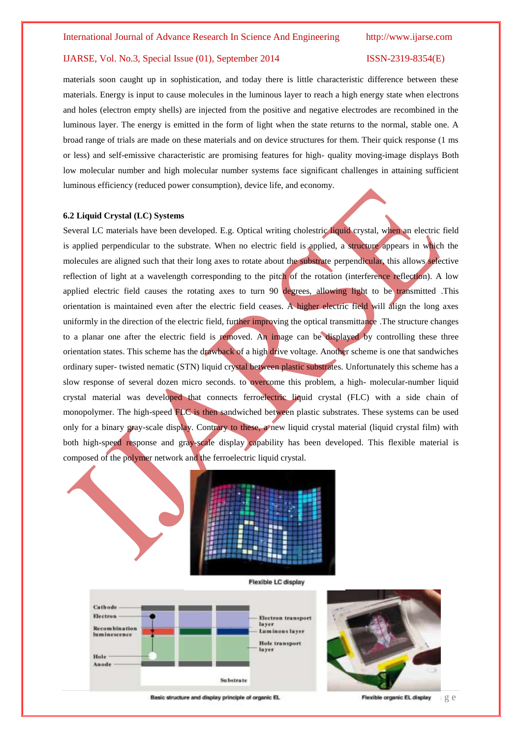materials soon caught up in sophistication, and today there is little characteristic difference between these materials. Energy is input to cause molecules in the luminous layer to reach a high energy state when electrons and holes (electron empty shells) are injected from the positive and negative electrodes are recombined in the luminous layer. The energy is emitted in the form of light when the state returns to the normal, stable one. A broad range of trials are made on these materials and on device structures for them. Their quick response (1 ms or less) and self-emissive characteristic are promising features for high- quality moving-image displays Both low molecular number and high molecular number systems face significant challenges in attaining sufficient luminous efficiency (reduced power consumption), device life, and economy.

**6.2 Liquid Crystal (LC) Systems**

Several LC materials have been developed. E.g. Optical writing cholestric liquid crystal, when an electric field is applied perpendicular to the substrate. When no electric field is applied, a structure appears in which the molecules are aligned such that their long axes to rotate about the substrate perpendicular, this allows selective reflection of light at a wavelength corresponding to the pitch of the rotation (interference reflection). A low applied electric field causes the rotating axes to turn 90 degrees, allowing light to be transmitted .This orientation is maintained even after the electric field ceases. A higher electric field will align the long axes uniformly in the direction of the electric field, further improving the optical transmittance .The structure changes to a planar one after the electric field is removed. An image can be displayed by controlling these three orientation states. This scheme has the drawback of a high drive voltage. Another scheme is one that sandwiches ordinary super- twisted nematic (STN) liquid crystal between plastic substrates. Unfortunately this scheme has a slow response of several dozen micro seconds. to overcome this problem, a high- molecular-number liquid crystal material was developed that connects ferroelectric liquid crystal (FLC) with a side chain of monopolymer. The high-speed FLC is then sandwiched between plastic substrates. These systems can be used only for a binary gray-scale display. Contrary to these, a new liquid crystal material (liquid crystal film) with both high-speed response and gray-scale display capability has been developed. This flexible material is composed of the polymer network and the ferroelectric liquid crystal.

Flexible LC display

Cathode, Electron, Recombination luminescence, Hole, Anode, Electron transport layer, Luminous layer, Hole transport layer, Substrate

Basic structure and display principle of organic EL

Flexible organic EL display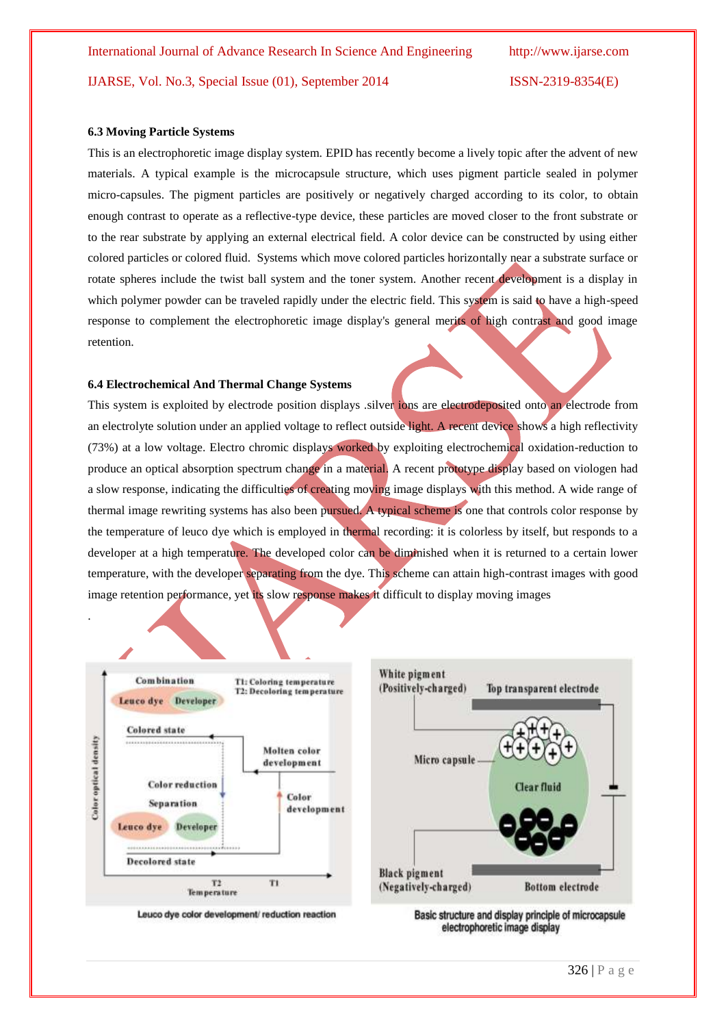### 6.3 Moving Particle Systems

This is an electrophoretic image display system. EPID has recently become a lively topic after the advent of new materials. A typical example is the microcapsule structure, which uses pigment particle sealed in polymer micro-capsules. The pigment particles are positively or negatively charged according to its color, to obtain enough contrast to operate as a reflective-type device, these particles are moved closer to the front substrate or to the rear substrate by applying an external electrical field. A color device can be constructed by using either colored particles or colored fluid. Systems which move colored particles horizontally near a substrate surface or rotate spheres include the twist ball system and the toner system. Another recent development is a display in which polymer powder can be traveled rapidly under the electric field. This system is said to have a high-speed response to complement the electrophoretic image display's general merits of high contrast and good image retention.

### 6.4 Electrochemical And Thermal Change Systems

This system is exploited by electrode position displays .silver ions are electrodeposited onto an electrode from an electrolyte solution under an applied voltage to reflect outside light. A recent device shows a high reflectivity (73%) at a low voltage. Electro chromic displays worked by exploiting electrochemical oxidation-reduction to produce an optical absorption spectrum change in a material. A recent prototype display based on viologen had a slow response, indicating the difficulties of creating moving image displays with this method. A wide range of thermal image rewriting systems has also been pursued. A typical scheme is one that controls color response by the temperature of leuco dye which is employed in thermal recording: it is colorless by itself, but responds to a developer at a high temperature. The developed color can be diminished when it is returned to a certain lower temperature, with the developer separating from the dye. This scheme can attain high-contrast images with good image retention performance, yet its slow response makes it difficult to display moving images

.

Leuco dye color development/ reduction reaction

Basic structure and display principle of microcapsule electrophoretic image display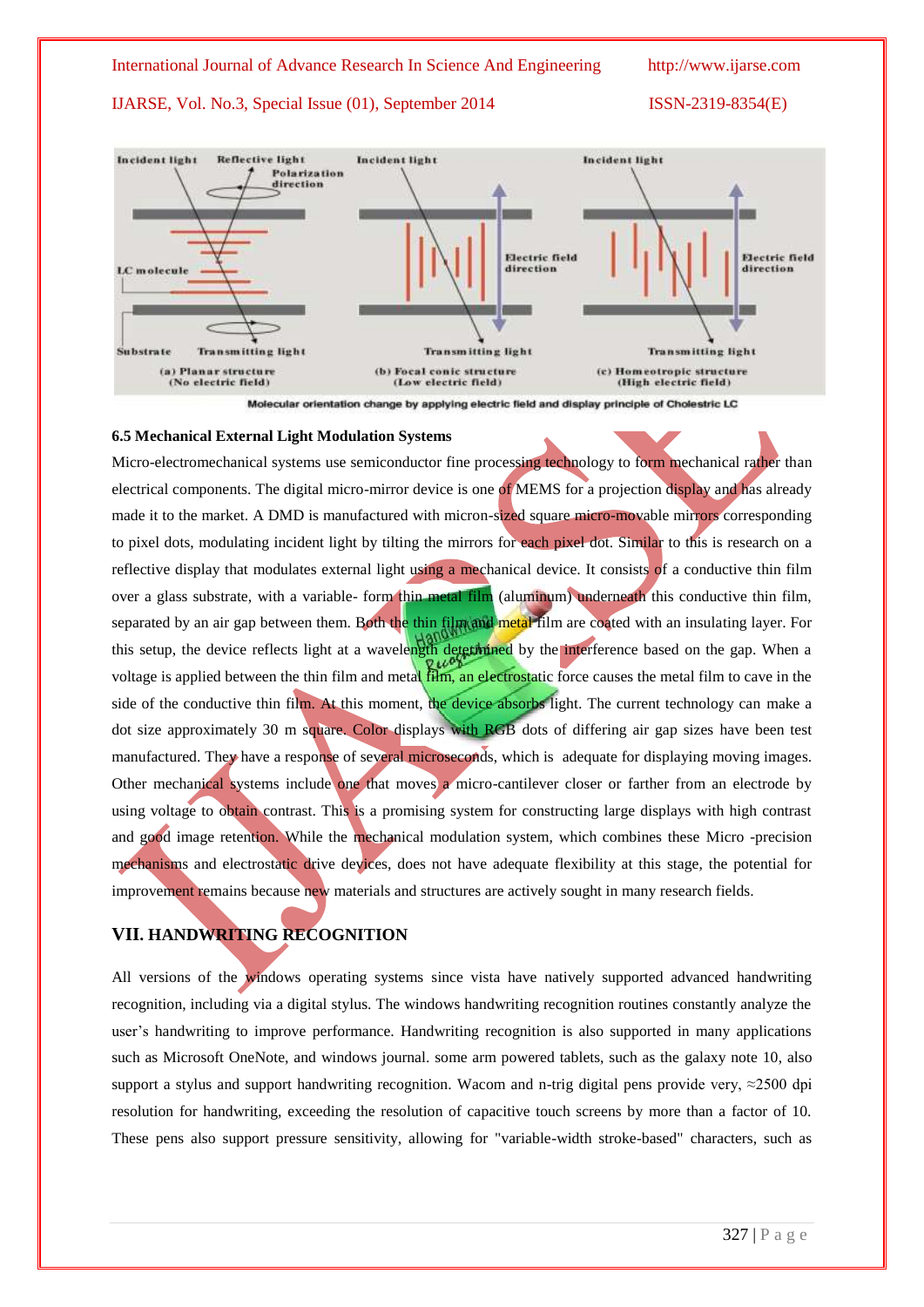Molecular orientation change by applying electric field and display principle of Cholestric LC

### 6.5 Mechanical External Light Modulation Systems

Micro-electromechanical systems use semiconductor fine processing technology to form mechanical rather than electrical components. The digital micro-mirror device is one of MEMS for a projection display and has already made it to the market. A DMD is manufactured with micron-sized square micro-movable mirrors corresponding to pixel dots, modulating incident light by tilting the mirrors for each pixel dot. Similar to this is research on a reflective display that modulates external light using a mechanical device. It consists of a conductive thin film over a glass substrate, with a variable- form thin metal film (aluminum) underneath this conductive thin film, separated by an air gap between them. Both the thin film and metal film are coated with an insulating layer. For this setup, the device reflects light at a wavelength determined by the interference based on the gap. When a voltage is applied between the thin film and metal film, an electrostatic force causes the metal film to cave in the side of the conductive thin film. At this moment, the device absorbs light. The current technology can make a dot size approximately 30 m square. Color displays with RGB dots of differing air gap sizes have been test manufactured. They have a response of several microseconds, which is adequate for displaying moving images. Other mechanical systems include one that moves a micro-cantilever closer or farther from an electrode by using voltage to obtain contrast. This is a promising system for constructing large displays with high contrast and good image retention. While the mechanical modulation system, which combines these Micro -precision mechanisms and electrostatic drive devices, does not have adequate flexibility at this stage, the potential for improvement remains because new materials and structures are actively sought in many research fields.

## VII. HANDWRITING RECOGNITION

All versions of the windows operating systems since vista have natively supported advanced handwriting recognition, including via a digital stylus. The windows handwriting recognition routines constantly analyze the user's handwriting to improve performance. Handwriting recognition is also supported in many applications such as Microsoft OneNote, and windows journal. some arm powered tablets, such as the galaxy note 10, also support a stylus and support handwriting recognition. Wacom and n-trig digital pens provide very, ≈2500 dpi resolution for handwriting, exceeding the resolution of capacitive touch screens by more than a factor of 10. These pens also support pressure sensitivity, allowing for "variable-width stroke-based" characters, such as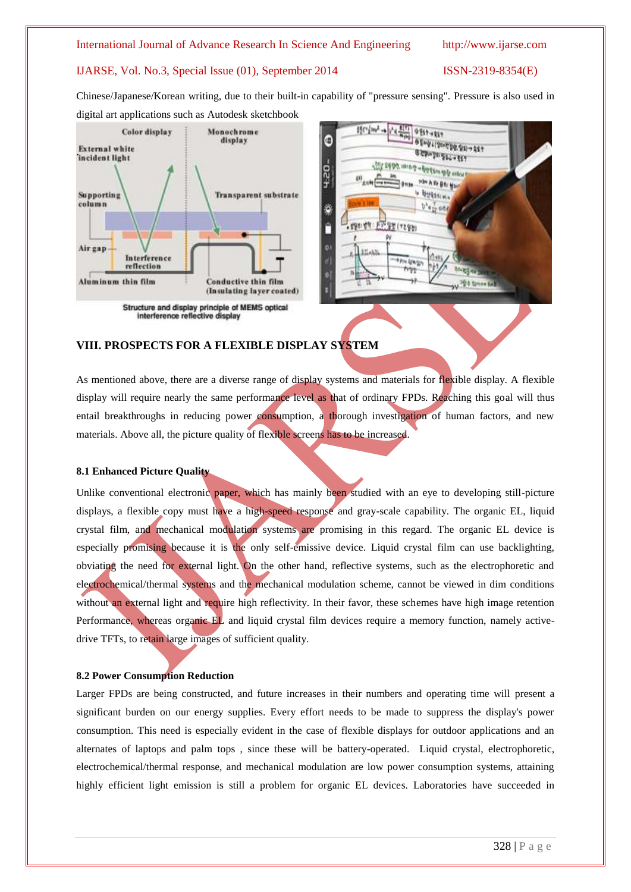Chinese/Japanese/Korean writing, due to their built-in capability of "pressure sensing". Pressure is also used in digital art applications such as Autodesk sketchbook

Structure and display principle of MEMS optical interference reflective display

## VIII. PROSPECTS FOR A FLEXIBLE DISPLAY SYSTEM

As mentioned above, there are a diverse range of display systems and materials for flexible display. A flexible display will require nearly the same performance level as that of ordinary FPDs. Reaching this goal will thus entail breakthroughs in reducing power consumption, a thorough investigation of human factors, and new materials. Above all, the picture quality of flexible screens has to be increased.

### 8.1 Enhanced Picture Quality

Unlike conventional electronic paper, which has mainly been studied with an eye to developing still-picture displays, a flexible copy must have a high-speed response and gray-scale capability. The organic EL, liquid crystal film, and mechanical modulation systems are promising in this regard. The organic EL device is especially promising because it is the only self-emissive device. Liquid crystal film can use backlighting, obviating the need for external light. On the other hand, reflective systems, such as the electrophoretic and electrochemical/thermal systems and the mechanical modulation scheme, cannot be viewed in dim conditions without an external light and require high reflectivity. In their favor, these schemes have high image retention Performance, whereas organic EL and liquid crystal film devices require a memory function, namely active-drive TFTs, to retain large images of sufficient quality.

### 8.2 Power Consumption Reduction

Larger FPDs are being constructed, and future increases in their numbers and operating time will present a significant burden on our energy supplies. Every effort needs to be made to suppress the display's power consumption. This need is especially evident in the case of flexible displays for outdoor applications and an alternates of laptops and palm tops , since these will be battery-operated. Liquid crystal, electrophoretic, electrochemical/thermal response, and mechanical modulation are low power consumption systems, attaining highly efficient light emission is still a problem for organic EL devices. Laboratories have succeeded in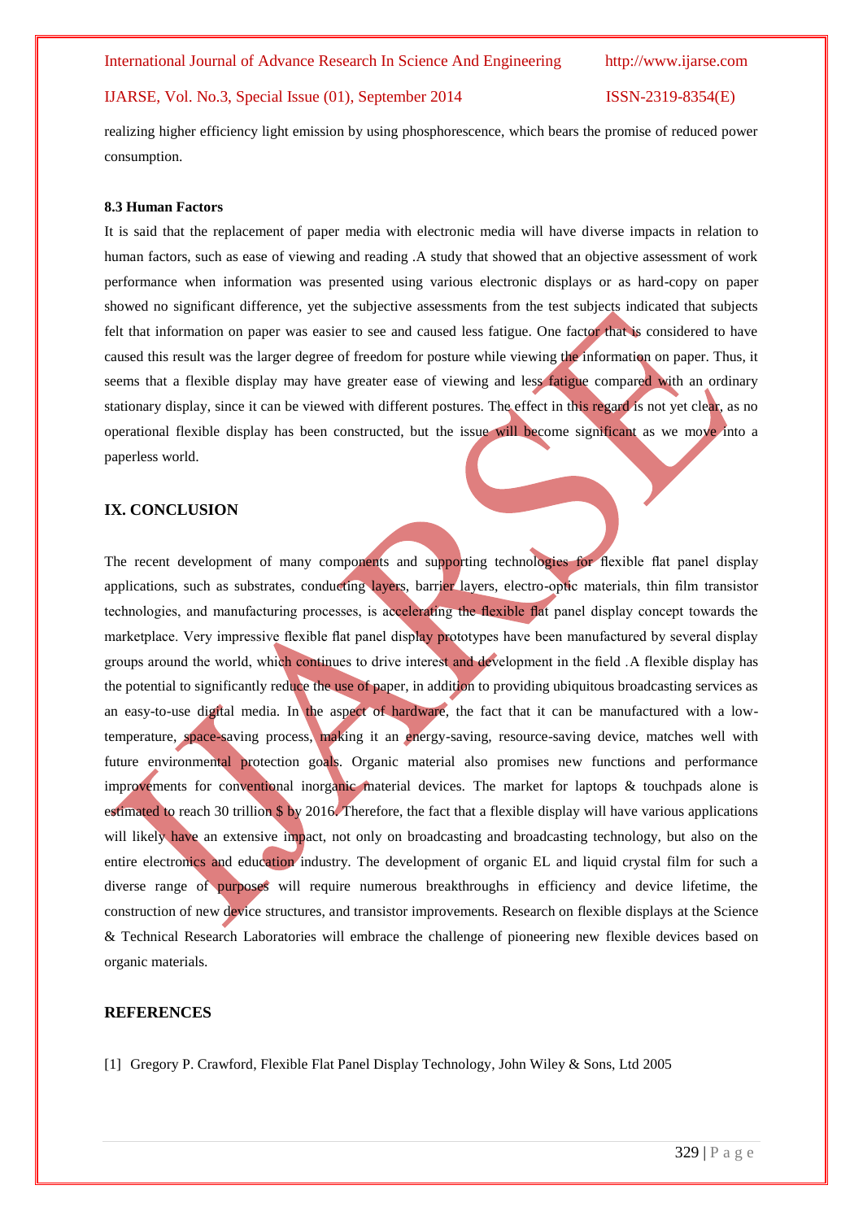realizing higher efficiency light emission by using phosphorescence, which bears the promise of reduced power consumption.

**8.3 Human Factors**

It is said that the replacement of paper media with electronic media will have diverse impacts in relation to human factors, such as ease of viewing and reading .A study that showed that an objective assessment of work performance when information was presented using various electronic displays or as hard-copy on paper showed no significant difference, yet the subjective assessments from the test subjects indicated that subjects felt that information on paper was easier to see and caused less fatigue. One factor that is considered to have caused this result was the larger degree of freedom for posture while viewing the information on paper. Thus, it seems that a flexible display may have greater ease of viewing and less fatigue compared with an ordinary stationary display, since it can be viewed with different postures. The effect in this regard is not yet clear, as no operational flexible display has been constructed, but the issue will become significant as we move into a paperless world.

## IX. CONCLUSION

The recent development of many components and supporting technologies for flexible flat panel display applications, such as substrates, conducting layers, barrier layers, electro-optic materials, thin film transistor technologies, and manufacturing processes, is accelerating the flexible flat panel display concept towards the marketplace. Very impressive flexible flat panel display prototypes have been manufactured by several display groups around the world, which continues to drive interest and development in the field .A flexible display has the potential to significantly reduce the use of paper, in addition to providing ubiquitous broadcasting services as an easy-to-use digital media. In the aspect of hardware, the fact that it can be manufactured with a low-temperature, space-saving process, making it an energy-saving, resource-saving device, matches well with future environmental protection goals. Organic material also promises new functions and performance improvements for conventional inorganic material devices. The market for laptops & touchpads alone is estimated to reach 30 trillion $ by 2016. Therefore, the fact that a flexible display will have various applications will likely have an extensive impact, not only on broadcasting and broadcasting technology, but also on the entire electronics and education industry. The development of organic EL and liquid crystal film for such a diverse range of purposes will require numerous breakthroughs in efficiency and device lifetime, the construction of new device structures, and transistor improvements. Research on flexible displays at the Science & Technical Research Laboratories will embrace the challenge of pioneering new flexible devices based on organic materials.

## REFERENCES

[1] Gregory P. Crawford, Flexible Flat Panel Display Technology, John Wiley & Sons, Ltd 2005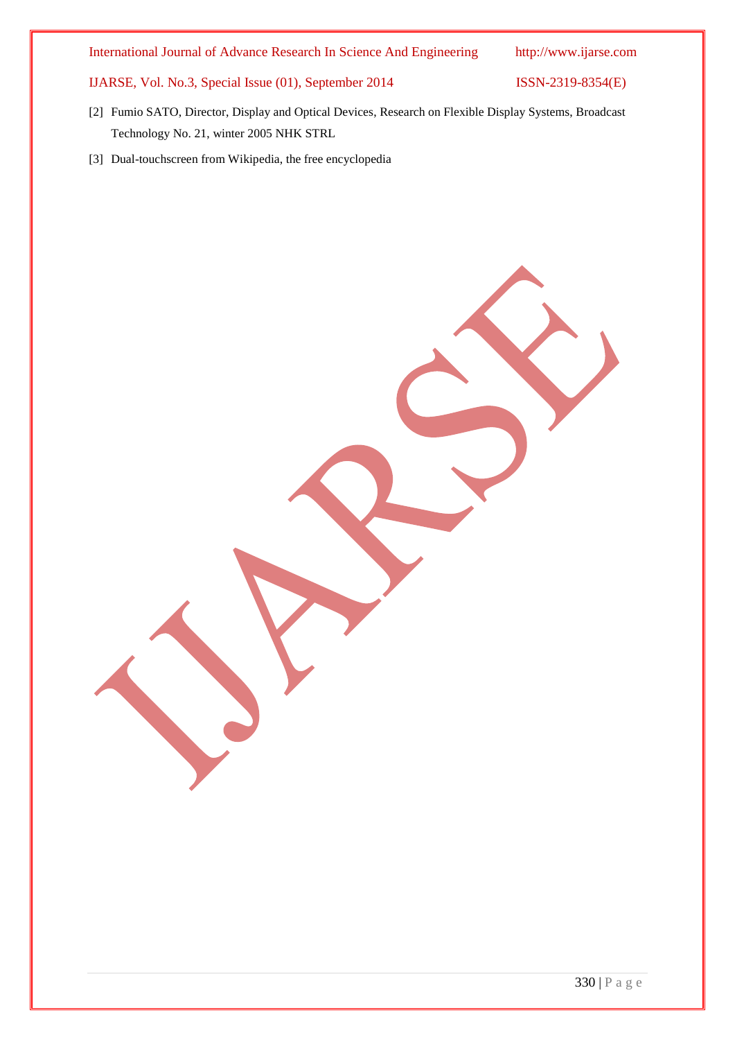[2] Fumio SATO, Director, Display and Optical Devices, Research on Flexible Display Systems, Broadcast Technology No. 21, winter 2005 NHK STRL

[3] Dual-touchscreen from Wikipedia, the free encyclopedia